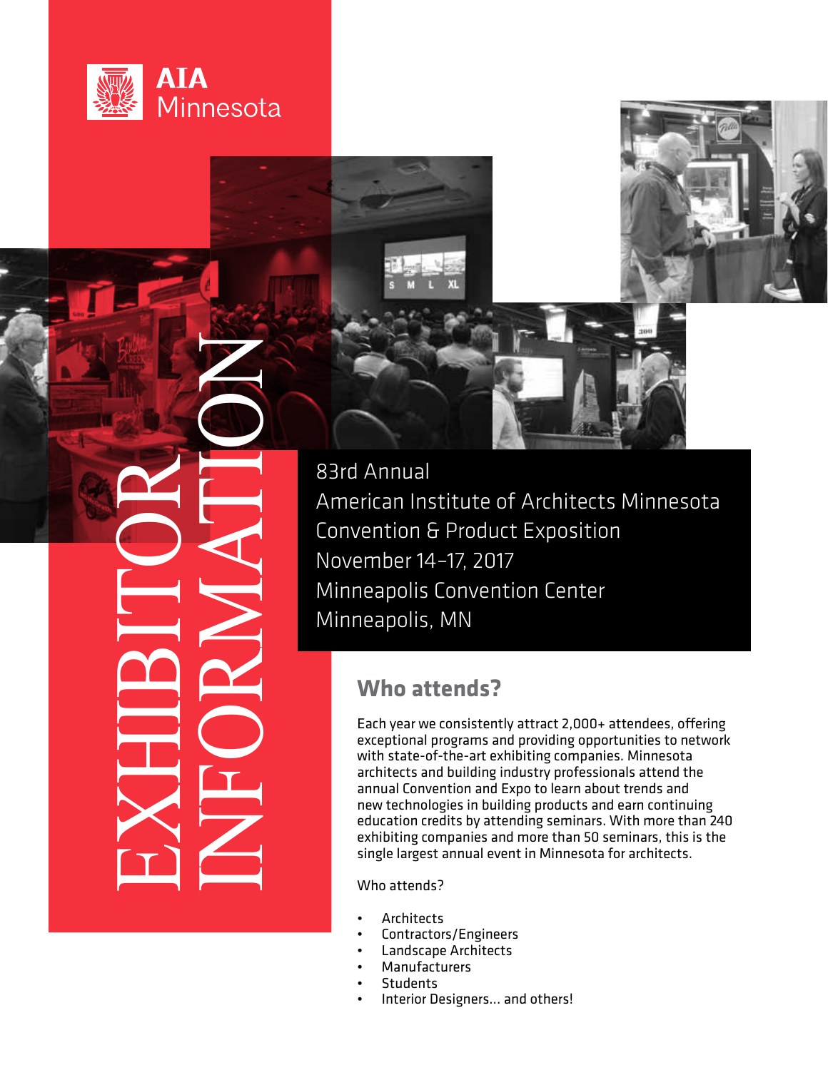AIA Minnesota

# EXHIBITOR INFORMATION

83rd Annual
American Institute of Architects Minnesota
Convention & Product Exposition
November 14–17, 2017
Minneapolis Convention Center
Minneapolis, MN

## Who attends?

Each year we consistently attract 2,000+ attendees, offering exceptional programs and providing opportunities to network with state-of-the-art exhibiting companies. Minnesota architects and building industry professionals attend the annual Convention and Expo to learn about trends and new technologies in building products and earn continuing education credits by attending seminars. With more than 240 exhibiting companies and more than 50 seminars, this is the single largest annual event in Minnesota for architects.

Who attends?

- Architects
- Contractors/Engineers
- Landscape Architects
- Manufacturers
- Students
- Interior Designers... and others!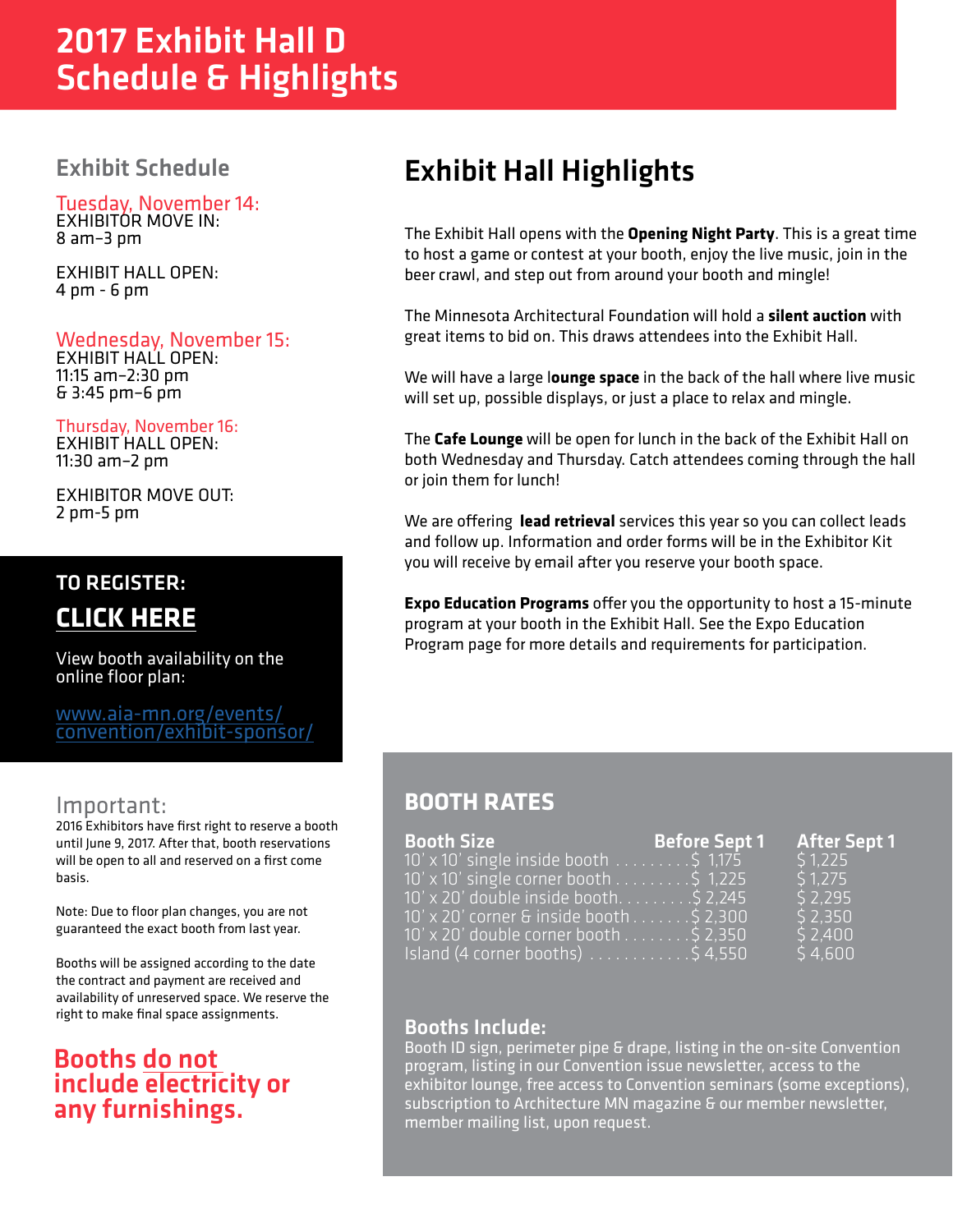# 2017 Exhibit Hall D Schedule & Highlights

## Exhibit Schedule

**Tuesday, November 14:**
EXHIBITOR MOVE IN:
8 am–3 pm

EXHIBIT HALL OPEN:
4 pm - 6 pm

**Wednesday, November 15:**
EXHIBIT HALL OPEN:
11:15 am–2:30 pm
& 3:45 pm–6 pm

**Thursday, November 16:**
EXHIBIT HALL OPEN:
11:30 am–2 pm

EXHIBITOR MOVE OUT:
2 pm-5 pm

### TO REGISTER:

### CLICK HERE

View booth availability on the online floor plan:

www.aia-mn.org/events/convention/exhibit-sponsor/

### Important:

2016 Exhibitors have first right to reserve a booth until June 9, 2017. After that, booth reservations will be open to all and reserved on a first come basis.

Note: Due to floor plan changes, you are not guaranteed the exact booth from last year.

Booths will be assigned according to the date the contract and payment are received and availability of unreserved space. We reserve the right to make final space assignments.

**Booths do not include electricity or any furnishings.**

## Exhibit Hall Highlights

The Exhibit Hall opens with the **Opening Night Party**. This is a great time to host a game or contest at your booth, enjoy the live music, join in the beer crawl, and step out from around your booth and mingle!

The Minnesota Architectural Foundation will hold a **silent auction** with great items to bid on. This draws attendees into the Exhibit Hall.

We will have a large **lounge space** in the back of the hall where live music will set up, possible displays, or just a place to relax and mingle.

The **Cafe Lounge** will be open for lunch in the back of the Exhibit Hall on both Wednesday and Thursday. Catch attendees coming through the hall or join them for lunch!

We are offering **lead retrieval** services this year so you can collect leads and follow up. Information and order forms will be in the Exhibitor Kit you will receive by email after you reserve your booth space.

**Expo Education Programs** offer you the opportunity to host a 15-minute program at your booth in the Exhibit Hall. See the Expo Education Program page for more details and requirements for participation.

## BOOTH RATES

| Booth Size | Before Sept 1 | After Sept 1 |
|---|---|---|
| 10' x 10' single inside booth | $ 1,175 | $ 1,225 |
| 10' x 10' single corner booth | $ 1,225 | $ 1,275 |
| 10' x 20' double inside booth | $ 2,245 | $ 2,295 |
| 10' x 20' corner & inside booth | $ 2,300 | $ 2,350 |
| 10' x 20' double corner booth | $ 2,350 | $ 2,400 |
| Island (4 corner booths) | $ 4,550 | $ 4,600 |

### Booths Include:

Booth ID sign, perimeter pipe & drape, listing in the on-site Convention program, listing in our Convention issue newsletter, access to the exhibitor lounge, free access to Convention seminars (some exceptions), subscription to Architecture MN magazine & our member newsletter, member mailing list, upon request.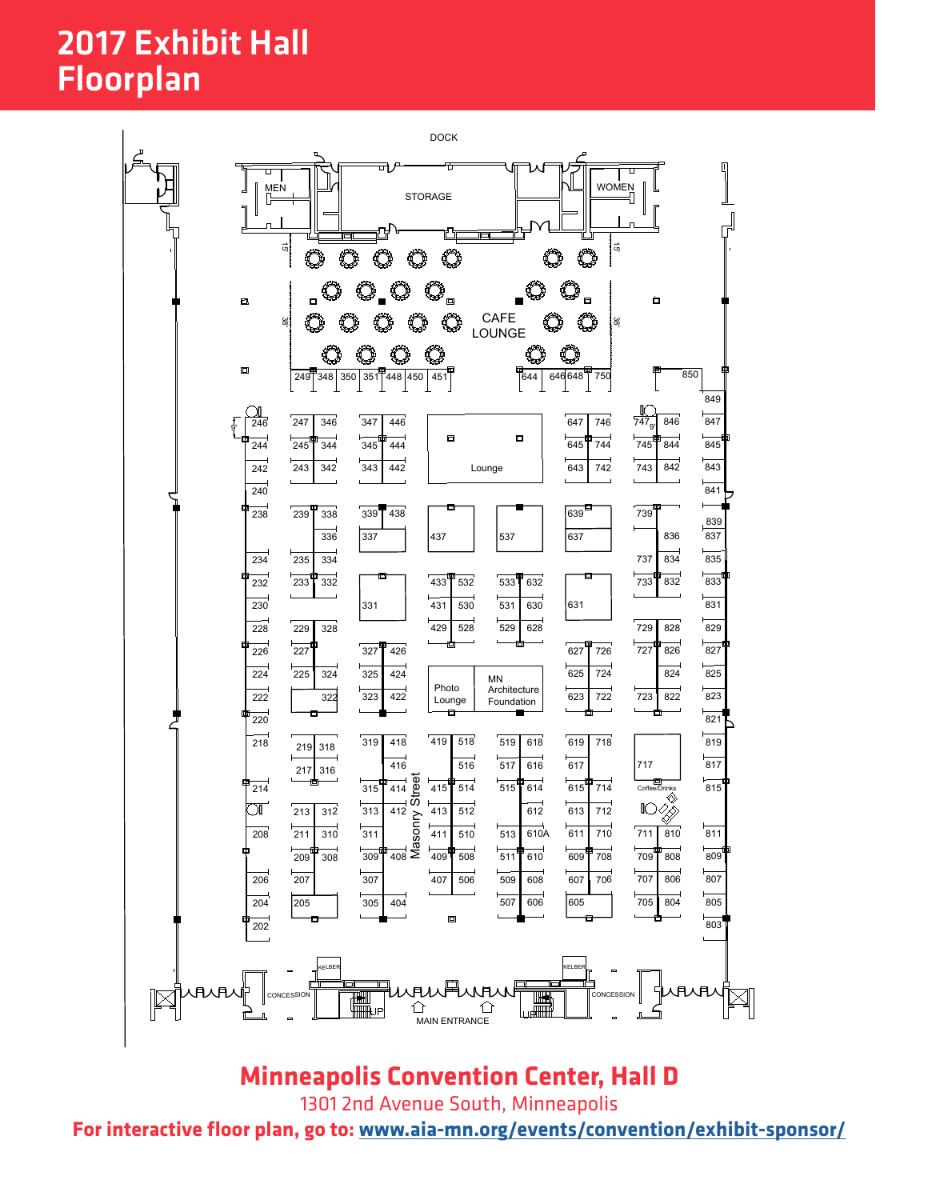# 2017 Exhibit Hall Floorplan

DOCK

MEN

STORAGE

WOMEN

CAFE LOUNGE

Lounge

Photo Lounge

MN Architecture Foundation

Masonry Street

Coffee/Drinks

CONCESSION

CONCESSION

MAIN ENTRANCE

## Minneapolis Convention Center, Hall D

1301 2nd Avenue South, Minneapolis

**For interactive floor plan, go to: www.aia-mn.org/events/convention/exhibit-sponsor/**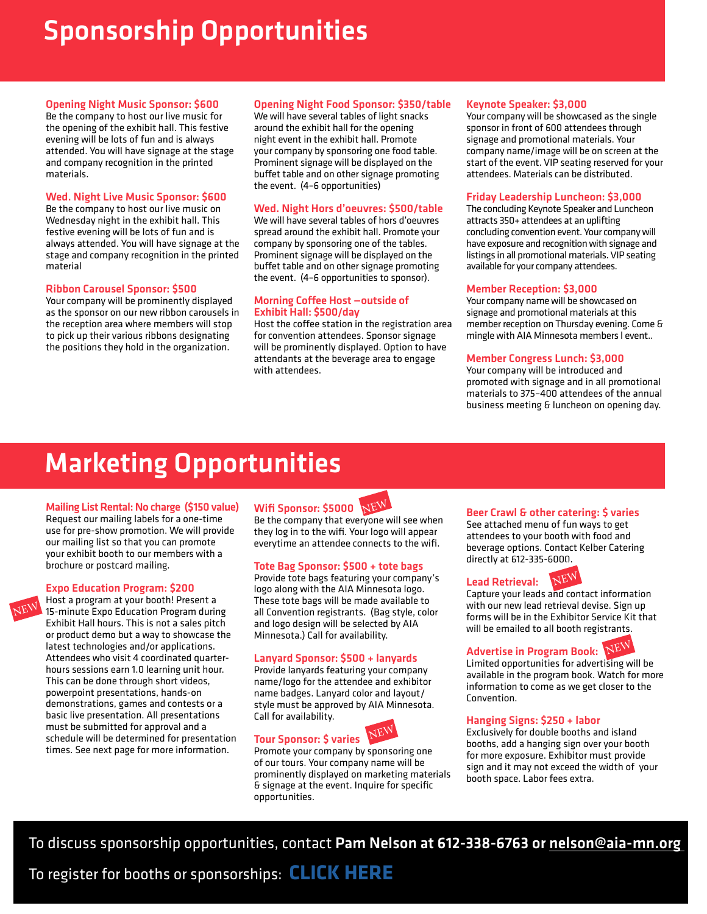# Sponsorship Opportunities

### Opening Night Music Sponsor: $600

Be the company to host our live music for the opening of the exhibit hall. This festive evening will be lots of fun and is always attended. You will have signage at the stage and company recognition in the printed materials.

### Wed. Night Live Music Sponsor: $600

Be the company to host our live music on Wednesday night in the exhibit hall. This festive evening will be lots of fun and is always attended. You will have signage at the stage and company recognition in the printed material

### Ribbon Carousel Sponsor: $500

Your company will be prominently displayed as the sponsor on our new ribbon carousels in the reception area where members will stop to pick up their various ribbons designating the positions they hold in the organization.

### Opening Night Food Sponsor: $350/table

We will have several tables of light snacks around the exhibit hall for the opening night event in the exhibit hall. Promote your company by sponsoring one food table. Prominent signage will be displayed on the buffet table and on other signage promoting the event. (4–6 opportunities)

### Wed. Night Hors d'oeuvres: $500/table

We will have several tables of hors d'oeuvres spread around the exhibit hall. Promote your company by sponsoring one of the tables. Prominent signage will be displayed on the buffet table and on other signage promoting the event. (4–6 opportunities to sponsor).

### Morning Coffee Host –outside of Exhibit Hall: $500/day

Host the coffee station in the registration area for convention attendees. Sponsor signage will be prominently displayed. Option to have attendants at the beverage area to engage with attendees.

### Keynote Speaker: $3,000

Your company will be showcased as the single sponsor in front of 600 attendees through signage and promotional materials. Your company name/image will be on screen at the start of the event. VIP seating reserved for your attendees. Materials can be distributed.

### Friday Leadership Luncheon: $3,000

The concluding Keynote Speaker and Luncheon attracts 350+ attendees at an uplifting concluding convention event. Your company will have exposure and recognition with signage and listings in all promotional materials. VIP seating available for your company attendees.

### Member Reception: $3,000

Your company name will be showcased on signage and promotional materials at this member reception on Thursday evening. Come & mingle with AIA Minnesota members l event..

### Member Congress Lunch: $3,000

Your company will be introduced and promoted with signage and in all promotional materials to 375–400 attendees of the annual business meeting & luncheon on opening day.

# Marketing Opportunities

### Mailing List Rental: No charge ($150 value)

Request our mailing labels for a one-time use for pre-show promotion. We will provide our mailing list so that you can promote your exhibit booth to our members with a brochure or postcard mailing.

### Expo Education Program: $200 (NEW)

Host a program at your booth! Present a 15-minute Expo Education Program during Exhibit Hall hours. This is not a sales pitch or product demo but a way to showcase the latest technologies and/or applications. Attendees who visit 4 coordinated quarter-hours sessions earn 1.0 learning unit hour. This can be done through short videos, powerpoint presentations, hands-on demonstrations, games and contests or a basic live presentation. All presentations must be submitted for approval and a schedule will be determined for presentation times. See next page for more information.

### Wifi Sponsor: $5000 (NEW)

Be the company that everyone will see when they log in to the wifi. Your logo will appear everytime an attendee connects to the wifi.

### Tote Bag Sponsor: $500 + tote bags

Provide tote bags featuring your company's logo along with the AIA Minnesota logo. These tote bags will be made available to all Convention registrants. (Bag style, color and logo design will be selected by AIA Minnesota.) Call for availability.

### Lanyard Sponsor: $500 + lanyards

Provide lanyards featuring your company name/logo for the attendee and exhibitor name badges. Lanyard color and layout/style must be approved by AIA Minnesota. Call for availability.

### Tour Sponsor: $ varies (NEW)

Promote your company by sponsoring one of our tours. Your company name will be prominently displayed on marketing materials & signage at the event. Inquire for specific opportunities.

### Beer Crawl & other catering: $ varies

See attached menu of fun ways to get attendees to your booth with food and beverage options. Contact Kelber Catering directly at 612-335-6000.

### Lead Retrieval: (NEW)

Capture your leads and contact information with our new lead retrieval devise. Sign up forms will be in the Exhibitor Service Kit that will be emailed to all booth registrants.

### Advertise in Program Book: (NEW)

Limited opportunities for advertising will be available in the program book. Watch for more information to come as we get closer to the Convention.

### Hanging Signs: $250 + labor

Exclusively for double booths and island booths, add a hanging sign over your booth for more exposure. Exhibitor must provide sign and it may not exceed the width of your booth space. Labor fees extra.

To discuss sponsorship opportunities, contact **Pam Nelson at 612-338-6763 or nelson@aia-mn.org**

To register for booths or sponsorships: **CLICK HERE**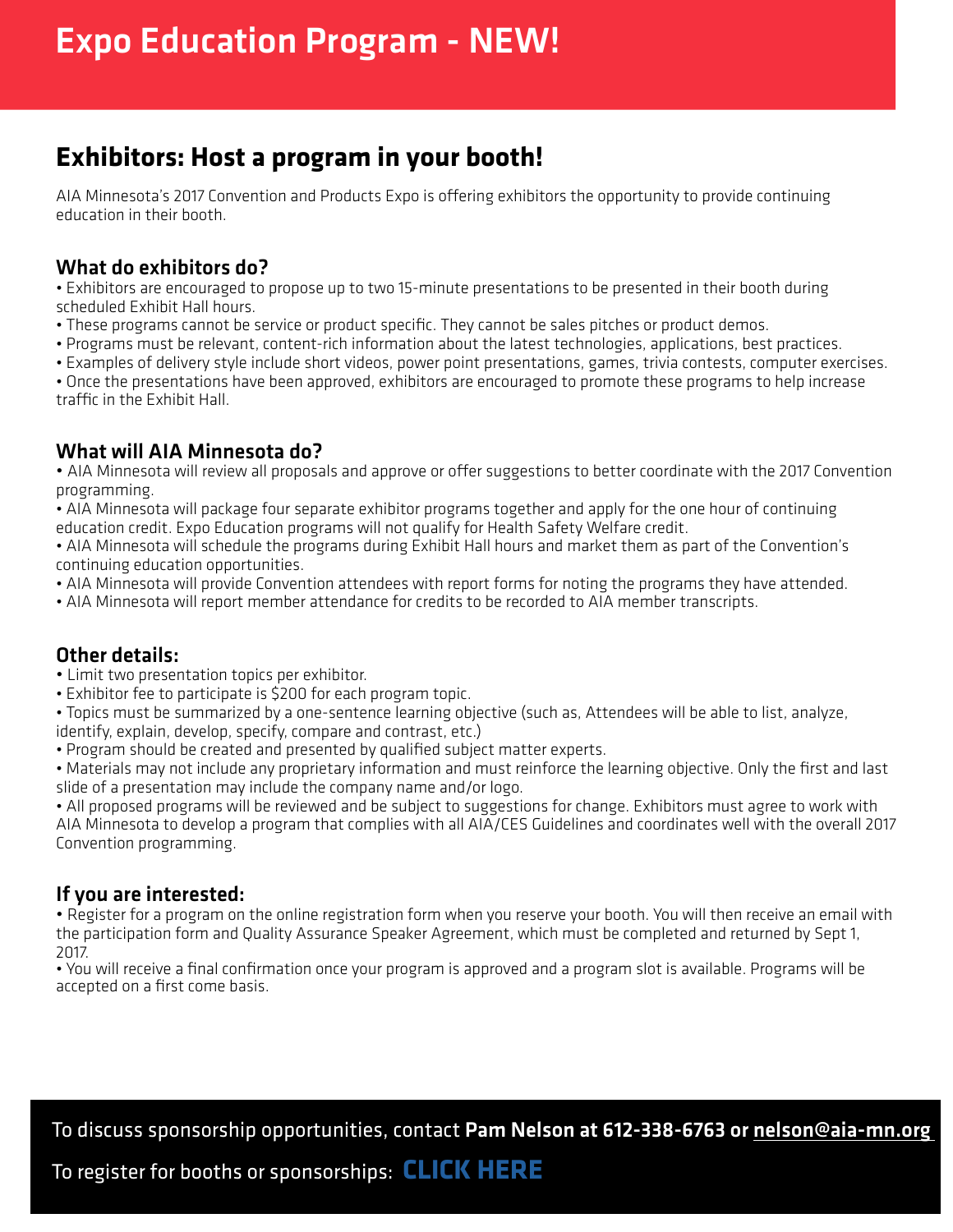# Expo Education Program - NEW!

## Exhibitors: Host a program in your booth!

AIA Minnesota's 2017 Convention and Products Expo is offering exhibitors the opportunity to provide continuing education in their booth.

### What do exhibitors do?

- Exhibitors are encouraged to propose up to two 15-minute presentations to be presented in their booth during scheduled Exhibit Hall hours.
- These programs cannot be service or product specific. They cannot be sales pitches or product demos.
- Programs must be relevant, content-rich information about the latest technologies, applications, best practices.
- Examples of delivery style include short videos, power point presentations, games, trivia contests, computer exercises.
- Once the presentations have been approved, exhibitors are encouraged to promote these programs to help increase traffic in the Exhibit Hall.

### What will AIA Minnesota do?

- AIA Minnesota will review all proposals and approve or offer suggestions to better coordinate with the 2017 Convention programming.
- AIA Minnesota will package four separate exhibitor programs together and apply for the one hour of continuing education credit. Expo Education programs will not qualify for Health Safety Welfare credit.
- AIA Minnesota will schedule the programs during Exhibit Hall hours and market them as part of the Convention's continuing education opportunities.
- AIA Minnesota will provide Convention attendees with report forms for noting the programs they have attended.
- AIA Minnesota will report member attendance for credits to be recorded to AIA member transcripts.

### Other details:

- Limit two presentation topics per exhibitor.
- Exhibitor fee to participate is $200 for each program topic.
- Topics must be summarized by a one-sentence learning objective (such as, Attendees will be able to list, analyze, identify, explain, develop, specify, compare and contrast, etc.)
- Program should be created and presented by qualified subject matter experts.
- Materials may not include any proprietary information and must reinforce the learning objective. Only the first and last slide of a presentation may include the company name and/or logo.
- All proposed programs will be reviewed and be subject to suggestions for change. Exhibitors must agree to work with AIA Minnesota to develop a program that complies with all AIA/CES Guidelines and coordinates well with the overall 2017 Convention programming.

### If you are interested:

- Register for a program on the online registration form when you reserve your booth. You will then receive an email with the participation form and Quality Assurance Speaker Agreement, which must be completed and returned by Sept 1, 2017.
- You will receive a final confirmation once your program is approved and a program slot is available. Programs will be accepted on a first come basis.

To discuss sponsorship opportunities, contact **Pam Nelson at 612-338-6763 or nelson@aia-mn.org**

To register for booths or sponsorships: **CLICK HERE**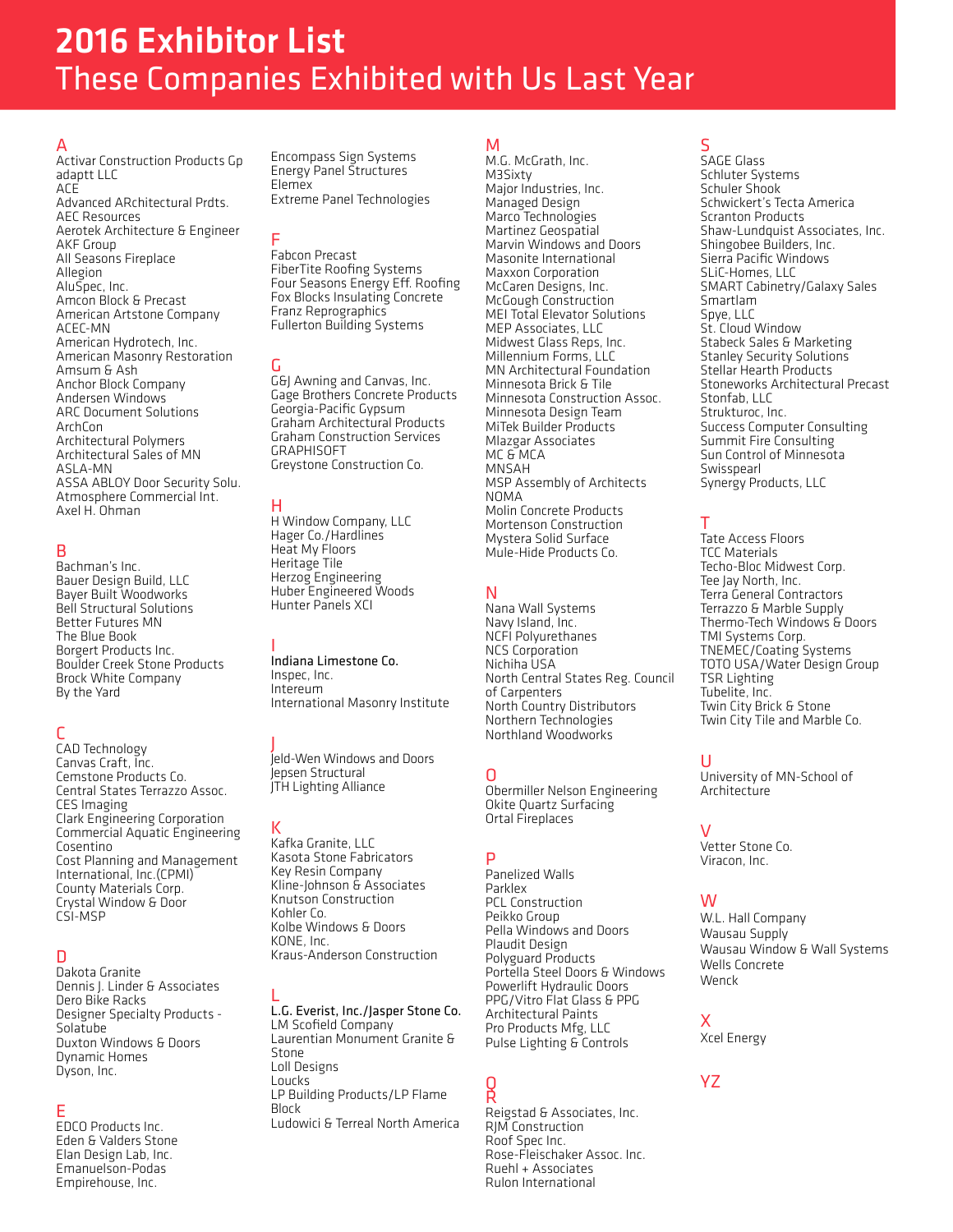# 2016 Exhibitor List

## These Companies Exhibited with Us Last Year

### A

Activar Construction Products Gp
adaptt LLC
ACE
Advanced ARchitectural Prdts.
AEC Resources
Aerotek Architecture & Engineer
AKF Group
All Seasons Fireplace
Allegion
AluSpec, Inc.
Amcon Block & Precast
American Artstone Company
ACEC-MN
American Hydrotech, Inc.
American Masonry Restoration
Amsum & Ash
Anchor Block Company
Andersen Windows
ARC Document Solutions
ArchCon
Architectural Polymers
Architectural Sales of MN
ASLA-MN
ASSA ABLOY Door Security Solu.
Atmosphere Commercial Int.
Axel H. Ohman

### B

Bachman's Inc.
Bauer Design Build, LLC
Bayer Built Woodworks
Bell Structural Solutions
Better Futures MN
The Blue Book
Borgert Products Inc.
Boulder Creek Stone Products
Brock White Company
By the Yard

### C

CAD Technology
Canvas Craft, Inc.
Cemstone Products Co.
Central States Terrazzo Assoc.
CES Imaging
Clark Engineering Corporation
Commercial Aquatic Engineering
Cosentino
Cost Planning and Management International, Inc.(CPMI)
County Materials Corp.
Crystal Window & Door
CSI-MSP

### D

Dakota Granite
Dennis J. Linder & Associates
Dero Bike Racks
Designer Specialty Products - Solatube
Duxton Windows & Doors
Dynamic Homes
Dyson, Inc.

### E

EDCO Products Inc.
Eden & Valders Stone
Elan Design Lab, Inc.
Emanuelson-Podas
Empirehouse, Inc.
Encompass Sign Systems
Energy Panel Structures
Elemex
Extreme Panel Technologies

### F

Fabcon Precast
FiberTite Roofing Systems
Four Seasons Energy Eff. Roofing
Fox Blocks Insulating Concrete
Franz Reprographics
Fullerton Building Systems

### G

G&J Awning and Canvas, Inc.
Gage Brothers Concrete Products
Georgia-Pacific Gypsum
Graham Architectural Products
Graham Construction Services
GRAPHISOFT
Greystone Construction Co.

### H

H Window Company, LLC
Hager Co./Hardlines
Heat My Floors
Heritage Tile
Herzog Engineering
Huber Engineered Woods
Hunter Panels XCI

### I

Indiana Limestone Co.
Inspec, Inc.
Intereum
International Masonry Institute

### J

Jeld-Wen Windows and Doors
Jepsen Structural
JTH Lighting Alliance

### K

Kafka Granite, LLC
Kasota Stone Fabricators
Key Resin Company
Kline-Johnson & Associates
Knutson Construction
Kohler Co.
Kolbe Windows & Doors
KONE, Inc.
Kraus-Anderson Construction

### L

L.G. Everist, Inc./Jasper Stone Co.
LM Scofield Company
Laurentian Monument Granite & Stone
Loll Designs
Loucks
LP Building Products/LP Flame Block
Ludowici & Terreal North America

### M

M.G. McGrath, Inc.
M3Sixty
Major Industries, Inc.
Managed Design
Marco Technologies
Martinez Geospatial
Marvin Windows and Doors
Masonite International
Maxxon Corporation
McCaren Designs, Inc.
McGough Construction
MEI Total Elevator Solutions
MEP Associates, LLC
Midwest Glass Reps, Inc.
Millennium Forms, LLC
MN Architectural Foundation
Minnesota Brick & Tile
Minnesota Construction Assoc.
Minnesota Design Team
MiTek Builder Products
Mlazgar Associates
MC & MCA
MNSAH
MSP Assembly of Architects
NOMA
Molin Concrete Products
Mortenson Construction
Mystera Solid Surface
Mule-Hide Products Co.

### N

Nana Wall Systems
Navy Island, Inc.
NCFI Polyurethanes
NCS Corporation
Nichiha USA
North Central States Reg. Council of Carpenters
North Country Distributors
Northern Technologies
Northland Woodworks

### O

Obermiller Nelson Engineering
Okite Quartz Surfacing
Ortal Fireplaces

### P

Panelized Walls
Parklex
PCL Construction
Peikko Group
Pella Windows and Doors
Plaudit Design
Polyguard Products
Portella Steel Doors & Windows
Powerlift Hydraulic Doors
PPG/Vitro Flat Glass & PPG Architectural Paints
Pro Products Mfg, LLC
Pulse Lighting & Controls

### Q

### R

Reigstad & Associates, Inc.
RJM Construction
Roof Spec Inc.
Rose-Fleischaker Assoc. Inc.
Ruehl + Associates
Rulon International

### S

SAGE Glass
Schluter Systems
Schuler Shook
Schwickert's Tecta America
Scranton Products
Shaw-Lundquist Associates, Inc.
Shingobee Builders, Inc.
Sierra Pacific Windows
SLiC-Homes, LLC
SMART Cabinetry/Galaxy Sales
Smartlam
Spye, LLC
St. Cloud Window
Stabeck Sales & Marketing
Stanley Security Solutions
Stellar Hearth Products
Stoneworks Architectural Precast
Stonfab, LLC
Strukturoc, Inc.
Success Computer Consulting
Summit Fire Consulting
Sun Control of Minnesota
Swisspearl
Synergy Products, LLC

### T

Tate Access Floors
TCC Materials
Techo-Bloc Midwest Corp.
Tee Jay North, Inc.
Terra General Contractors
Terrazzo & Marble Supply
Thermo-Tech Windows & Doors
TMI Systems Corp.
TNEMEC/Coating Systems
TOTO USA/Water Design Group
TSR Lighting
Tubelite, Inc.
Twin City Brick & Stone
Twin City Tile and Marble Co.

### U

University of MN-School of Architecture

### V

Vetter Stone Co.
Viracon, Inc.

### W

W.L. Hall Company
Wausau Supply
Wausau Window & Wall Systems
Wells Concrete
Wenck

### X

Xcel Energy

### YZ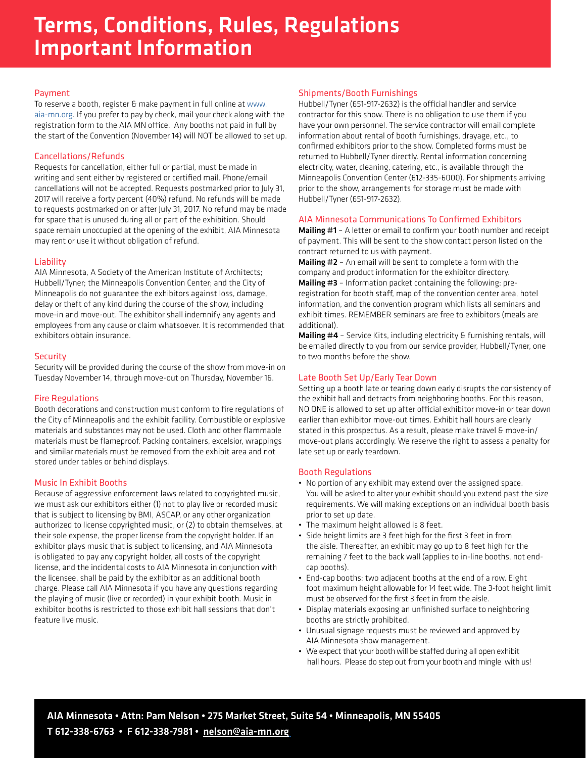# Terms, Conditions, Rules, Regulations Important Information

## Payment

To reserve a booth, register & make payment in full online at www.aia-mn.org. If you prefer to pay by check, mail your check along with the registration form to the AIA MN office. Any booths not paid in full by the start of the Convention (November 14) will NOT be allowed to set up.

## Cancellations/Refunds

Requests for cancellation, either full or partial, must be made in writing and sent either by registered or certified mail. Phone/email cancellations will not be accepted. Requests postmarked prior to July 31, 2017 will receive a forty percent (40%) refund. No refunds will be made to requests postmarked on or after July 31, 2017. No refund may be made for space that is unused during all or part of the exhibition. Should space remain unoccupied at the opening of the exhibit, AIA Minnesota may rent or use it without obligation of refund.

## Liability

AIA Minnesota, A Society of the American Institute of Architects; Hubbell/Tyner; the Minneapolis Convention Center; and the City of Minneapolis do not guarantee the exhibitors against loss, damage, delay or theft of any kind during the course of the show, including move-in and move-out. The exhibitor shall indemnify any agents and employees from any cause or claim whatsoever. It is recommended that exhibitors obtain insurance.

## Security

Security will be provided during the course of the show from move-in on Tuesday November 14, through move-out on Thursday, November 16.

## Fire Regulations

Booth decorations and construction must conform to fire regulations of the City of Minneapolis and the exhibit facility. Combustible or explosive materials and substances may not be used. Cloth and other flammable materials must be flameproof. Packing containers, excelsior, wrappings and similar materials must be removed from the exhibit area and not stored under tables or behind displays.

## Music In Exhibit Booths

Because of aggressive enforcement laws related to copyrighted music, we must ask our exhibitors either (1) not to play live or recorded music that is subject to licensing by BMI, ASCAP, or any other organization authorized to license copyrighted music, or (2) to obtain themselves, at their sole expense, the proper license from the copyright holder. If an exhibitor plays music that is subject to licensing, and AIA Minnesota is obligated to pay any copyright holder, all costs of the copyright license, and the incidental costs to AIA Minnesota in conjunction with the licensee, shall be paid by the exhibitor as an additional booth charge. Please call AIA Minnesota if you have any questions regarding the playing of music (live or recorded) in your exhibit booth. Music in exhibitor booths is restricted to those exhibit hall sessions that don't feature live music.

## Shipments/Booth Furnishings

Hubbell/Tyner (651-917-2632) is the official handler and service contractor for this show. There is no obligation to use them if you have your own personnel. The service contractor will email complete information about rental of booth furnishings, drayage, etc., to confirmed exhibitors prior to the show. Completed forms must be returned to Hubbell/Tyner directly. Rental information concerning electricity, water, cleaning, catering, etc., is available through the Minneapolis Convention Center (612-335-6000). For shipments arriving prior to the show, arrangements for storage must be made with Hubbell/Tyner (651-917-2632).

## AIA Minnesota Communications To Confirmed Exhibitors

**Mailing #1** – A letter or email to confirm your booth number and receipt of payment. This will be sent to the show contact person listed on the contract returned to us with payment.

**Mailing #2** – An email will be sent to complete a form with the company and product information for the exhibitor directory.

**Mailing #3** – Information packet containing the following: pre-registration for booth staff, map of the convention center area, hotel information, and the convention program which lists all seminars and exhibit times. REMEMBER seminars are free to exhibitors (meals are additional).

**Mailing #4** – Service Kits, including electricity & furnishing rentals, will be emailed directly to you from our service provider, Hubbell/Tyner, one to two months before the show.

## Late Booth Set Up/Early Tear Down

Setting up a booth late or tearing down early disrupts the consistency of the exhibit hall and detracts from neighboring booths. For this reason, NO ONE is allowed to set up after official exhibitor move-in or tear down earlier than exhibitor move-out times. Exhibit hall hours are clearly stated in this prospectus. As a result, please make travel & move-in/move-out plans accordingly. We reserve the right to assess a penalty for late set up or early teardown.

## Booth Regulations

- No portion of any exhibit may extend over the assigned space. You will be asked to alter your exhibit should you extend past the size requirements. We will making exceptions on an individual booth basis prior to set up date.
- The maximum height allowed is 8 feet.
- Side height limits are 3 feet high for the first 3 feet in from the aisle. Thereafter, an exhibit may go up to 8 feet high for the remaining 7 feet to the back wall (applies to in-line booths, not end-cap booths).
- End-cap booths: two adjacent booths at the end of a row. Eight foot maximum height allowable for 14 feet wide. The 3-foot height limit must be observed for the first 3 feet in from the aisle.
- Display materials exposing an unfinished surface to neighboring booths are strictly prohibited.
- Unusual signage requests must be reviewed and approved by AIA Minnesota show management.
- We expect that your booth will be staffed during all open exhibit hall hours. Please do step out from your booth and mingle with us!

**AIA Minnesota • Attn: Pam Nelson • 275 Market Street, Suite 54 • Minneapolis, MN 55405**

**T 612-338-6763 • F 612-338-7981 • nelson@aia-mn.org**